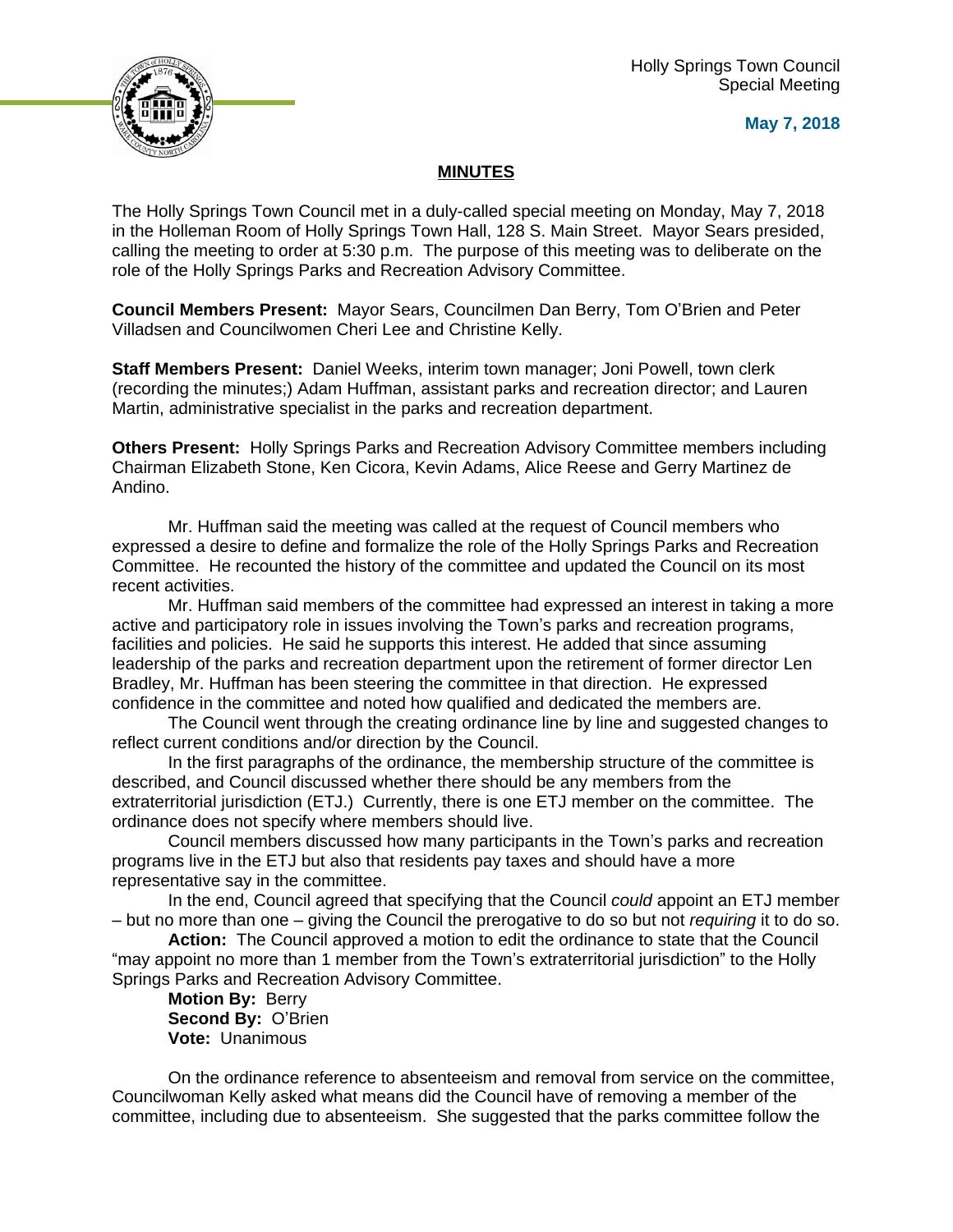Holly Springs Town Council
Special Meeting

**May 7, 2018**

## MINUTES

The Holly Springs Town Council met in a duly-called special meeting on Monday, May 7, 2018 in the Holleman Room of Holly Springs Town Hall, 128 S. Main Street. Mayor Sears presided, calling the meeting to order at 5:30 p.m. The purpose of this meeting was to deliberate on the role of the Holly Springs Parks and Recreation Advisory Committee.

**Council Members Present:** Mayor Sears, Councilmen Dan Berry, Tom O'Brien and Peter Villadsen and Councilwomen Cheri Lee and Christine Kelly.

**Staff Members Present:** Daniel Weeks, interim town manager; Joni Powell, town clerk (recording the minutes;) Adam Huffman, assistant parks and recreation director; and Lauren Martin, administrative specialist in the parks and recreation department.

**Others Present:** Holly Springs Parks and Recreation Advisory Committee members including Chairman Elizabeth Stone, Ken Cicora, Kevin Adams, Alice Reese and Gerry Martinez de Andino.

Mr. Huffman said the meeting was called at the request of Council members who expressed a desire to define and formalize the role of the Holly Springs Parks and Recreation Committee. He recounted the history of the committee and updated the Council on its most recent activities.

Mr. Huffman said members of the committee had expressed an interest in taking a more active and participatory role in issues involving the Town's parks and recreation programs, facilities and policies. He said he supports this interest. He added that since assuming leadership of the parks and recreation department upon the retirement of former director Len Bradley, Mr. Huffman has been steering the committee in that direction. He expressed confidence in the committee and noted how qualified and dedicated the members are.

The Council went through the creating ordinance line by line and suggested changes to reflect current conditions and/or direction by the Council.

In the first paragraphs of the ordinance, the membership structure of the committee is described, and Council discussed whether there should be any members from the extraterritorial jurisdiction (ETJ.) Currently, there is one ETJ member on the committee. The ordinance does not specify where members should live.

Council members discussed how many participants in the Town's parks and recreation programs live in the ETJ but also that residents pay taxes and should have a more representative say in the committee.

In the end, Council agreed that specifying that the Council *could* appoint an ETJ member – but no more than one – giving the Council the prerogative to do so but not *requiring* it to do so.

**Action:** The Council approved a motion to edit the ordinance to state that the Council "may appoint no more than 1 member from the Town's extraterritorial jurisdiction" to the Holly Springs Parks and Recreation Advisory Committee.

**Motion By:** Berry
**Second By:** O'Brien
**Vote:** Unanimous

On the ordinance reference to absenteeism and removal from service on the committee, Councilwoman Kelly asked what means did the Council have of removing a member of the committee, including due to absenteeism. She suggested that the parks committee follow the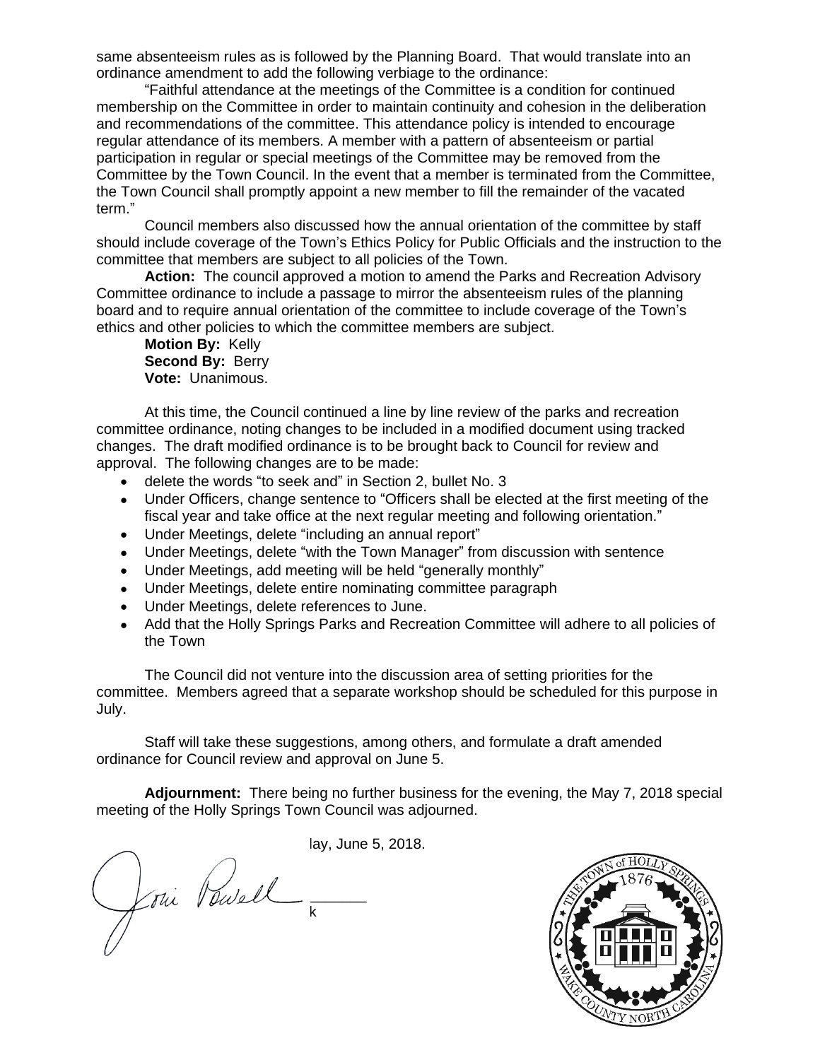same absenteeism rules as is followed by the Planning Board. That would translate into an ordinance amendment to add the following verbiage to the ordinance:

"Faithful attendance at the meetings of the Committee is a condition for continued membership on the Committee in order to maintain continuity and cohesion in the deliberation and recommendations of the committee. This attendance policy is intended to encourage regular attendance of its members. A member with a pattern of absenteeism or partial participation in regular or special meetings of the Committee may be removed from the Committee by the Town Council. In the event that a member is terminated from the Committee, the Town Council shall promptly appoint a new member to fill the remainder of the vacated term."

Council members also discussed how the annual orientation of the committee by staff should include coverage of the Town's Ethics Policy for Public Officials and the instruction to the committee that members are subject to all policies of the Town.

**Action:** The council approved a motion to amend the Parks and Recreation Advisory Committee ordinance to include a passage to mirror the absenteeism rules of the planning board and to require annual orientation of the committee to include coverage of the Town's ethics and other policies to which the committee members are subject.

**Motion By:** Kelly
**Second By:** Berry
**Vote:** Unanimous.

At this time, the Council continued a line by line review of the parks and recreation committee ordinance, noting changes to be included in a modified document using tracked changes. The draft modified ordinance is to be brought back to Council for review and approval. The following changes are to be made:

- delete the words "to seek and" in Section 2, bullet No. 3
- Under Officers, change sentence to "Officers shall be elected at the first meeting of the fiscal year and take office at the next regular meeting and following orientation."
- Under Meetings, delete "including an annual report"
- Under Meetings, delete "with the Town Manager" from discussion with sentence
- Under Meetings, add meeting will be held "generally monthly"
- Under Meetings, delete entire nominating committee paragraph
- Under Meetings, delete references to June.
- Add that the Holly Springs Parks and Recreation Committee will adhere to all policies of the Town

The Council did not venture into the discussion area of setting priorities for the committee. Members agreed that a separate workshop should be scheduled for this purpose in July.

Staff will take these suggestions, among others, and formulate a draft amended ordinance for Council review and approval on June 5.

**Adjournment:** There being no further business for the evening, the May 7, 2018 special meeting of the Holly Springs Town Council was adjourned.

lay, June 5, 2018.

Joni Powell ______
k